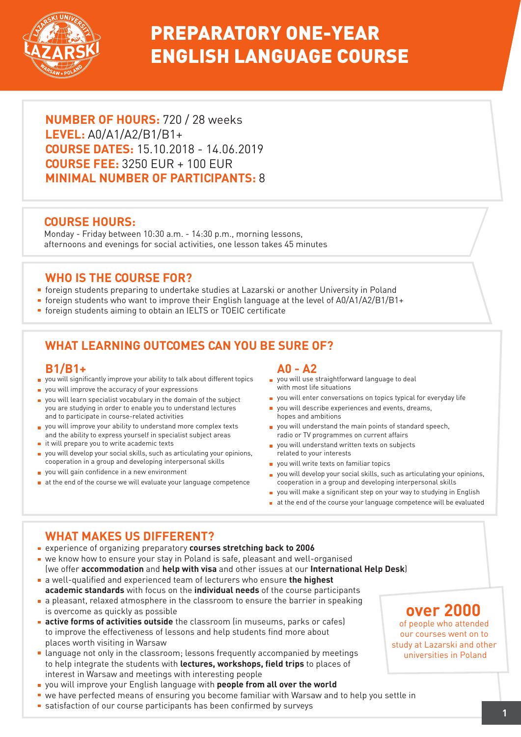# PREPARATORY ONE-YEAR ENGLISH LANGUAGE COURSE

**NUMBER OF HOURS:** 720 / 28 weeks
**LEVEL:** A0/A1/A2/B1/B1+
**COURSE DATES:** 15.10.2018 - 14.06.2019
**COURSE FEE:** 3250 EUR + 100 EUR
**MINIMAL NUMBER OF PARTICIPANTS:** 8

## COURSE HOURS:

Monday - Friday between 10:30 a.m. - 14:30 p.m., morning lessons, afternoons and evenings for social activities, one lesson takes 45 minutes

## WHO IS THE COURSE FOR?

- foreign students preparing to undertake studies at Lazarski or another University in Poland
- foreign students who want to improve their English language at the level of A0/A1/A2/B1/B1+
- foreign students aiming to obtain an IELTS or TOEIC certificate

## WHAT LEARNING OUTCOMES CAN YOU BE SURE OF?

### B1/B1+

- you will significantly improve your ability to talk about different topics
- you will improve the accuracy of your expressions
- you will learn specialist vocabulary in the domain of the subject you are studying in order to enable you to understand lectures and to participate in course-related activities
- you will improve your ability to understand more complex texts and the ability to express yourself in specialist subject areas
- it will prepare you to write academic texts
- you will develop your social skills, such as articulating your opinions, cooperation in a group and developing interpersonal skills
- you will gain confidence in a new environment
- at the end of the course we will evaluate your language competence

### A0 - A2

- you will use straightforward language to deal with most life situations
- you will enter conversations on topics typical for everyday life
- you will describe experiences and events, dreams, hopes and ambitions
- you will understand the main points of standard speech, radio or TV programmes on current affairs
- you will understand written texts on subjects related to your interests
- you will write texts on familiar topics
- you will develop your social skills, such as articulating your opinions, cooperation in a group and developing interpersonal skills
- you will make a significant step on your way to studying in English
- at the end of the course your language competence will be evaluated

## WHAT MAKES US DIFFERENT?

- experience of organizing preparatory **courses stretching back to 2006**
- we know how to ensure your stay in Poland is safe, pleasant and well-organised (we offer **accommodation** and **help with visa** and other issues at our **International Help Desk**)
- a well-qualified and experienced team of lecturers who ensure **the highest academic standards** with focus on the **individual needs** of the course participants
- a pleasant, relaxed atmosphere in the classroom to ensure the barrier in speaking is overcome as quickly as possible
- **active forms of activities outside** the classroom (in museums, parks or cafes) to improve the effectiveness of lessons and help students find more about places worth visiting in Warsaw
- language not only in the classroom; lessons frequently accompanied by meetings to help integrate the students with **lectures, workshops, field trips** to places of interest in Warsaw and meetings with interesting people
- you will improve your English language with **people from all over the world**
- we have perfected means of ensuring you become familiar with Warsaw and to help you settle in
- satisfaction of our course participants has been confirmed by surveys

**over 2000**
of people who attended our courses went on to study at Lazarski and other universities in Poland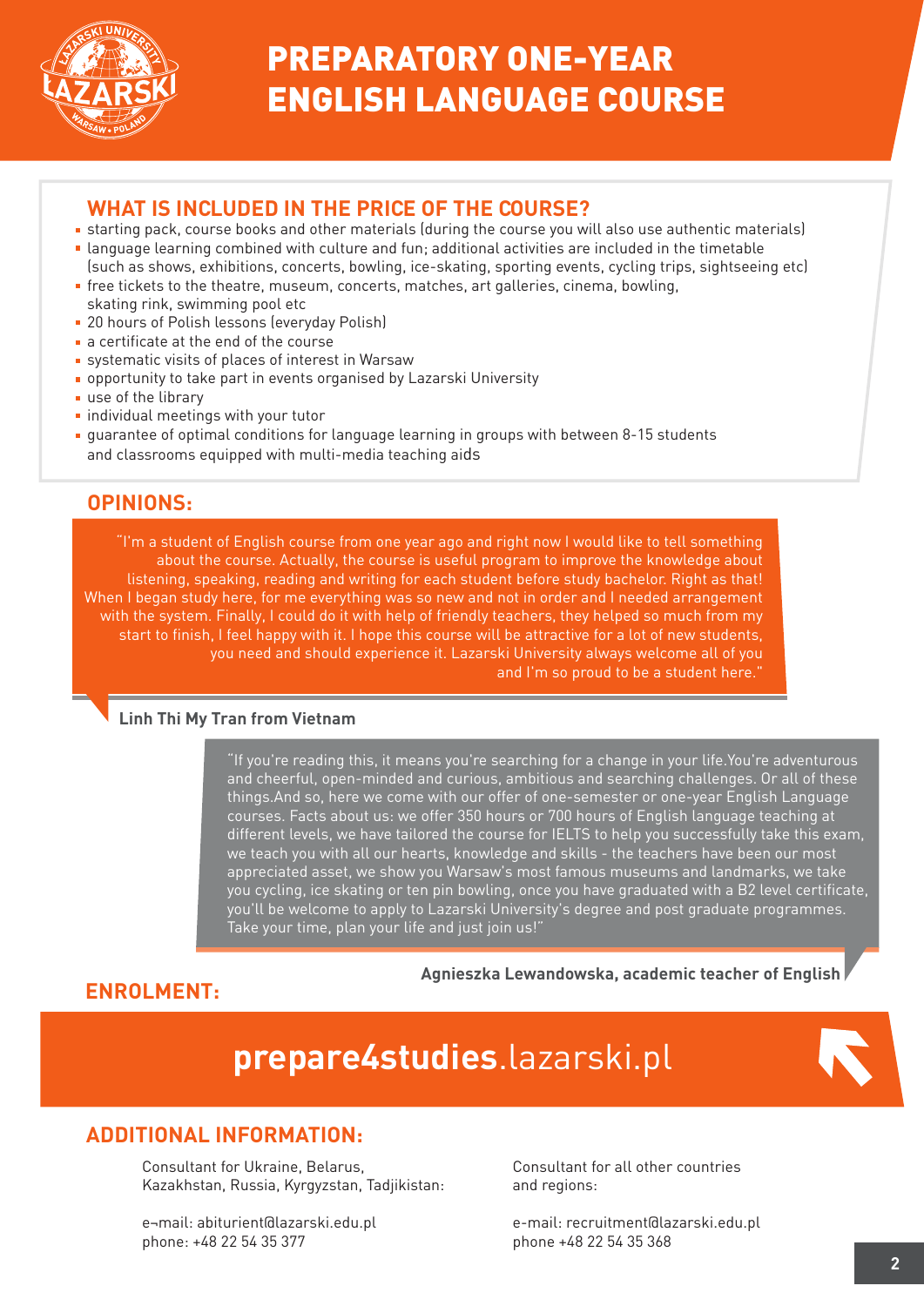# PREPARATORY ONE-YEAR ENGLISH LANGUAGE COURSE

## WHAT IS INCLUDED IN THE PRICE OF THE COURSE?

- starting pack, course books and other materials (during the course you will also use authentic materials)
- language learning combined with culture and fun; additional activities are included in the timetable (such as shows, exhibitions, concerts, bowling, ice-skating, sporting events, cycling trips, sightseeing etc)
- free tickets to the theatre, museum, concerts, matches, art galleries, cinema, bowling, skating rink, swimming pool etc
- 20 hours of Polish lessons (everyday Polish)
- a certificate at the end of the course
- systematic visits of places of interest in Warsaw
- opportunity to take part in events organised by Lazarski University
- use of the library
- individual meetings with your tutor
- guarantee of optimal conditions for language learning in groups with between 8-15 students and classrooms equipped with multi-media teaching aids

## OPINIONS:

"I'm a student of English course from one year ago and right now I would like to tell something about the course. Actually, the course is useful program to improve the knowledge about listening, speaking, reading and writing for each student before study bachelor. Right as that! When I began study here, for me everything was so new and not in order and I needed arrangement with the system. Finally, I could do it with help of friendly teachers, they helped so much from my start to finish, I feel happy with it. I hope this course will be attractive for a lot of new students, you need and should experience it. Lazarski University always welcome all of you and I'm so proud to be a student here."

**Linh Thi My Tran from Vietnam**

"If you're reading this, it means you're searching for a change in your life.You're adventurous and cheerful, open-minded and curious, ambitious and searching challenges. Or all of these things.And so, here we come with our offer of one-semester or one-year English Language courses. Facts about us: we offer 350 hours or 700 hours of English language teaching at different levels, we have tailored the course for IELTS to help you successfully take this exam, we teach you with all our hearts, knowledge and skills - the teachers have been our most appreciated asset, we show you Warsaw's most famous museums and landmarks, we take you cycling, ice skating or ten pin bowling, once you have graduated with a B2 level certificate, you'll be welcome to apply to Lazarski University's degree and post graduate programmes. Take your time, plan your life and just join us!"

**Agnieszka Lewandowska, academic teacher of English**

## ENROLMENT:

**prepare4studies**.lazarski.pl

## ADDITIONAL INFORMATION:

Consultant for Ukraine, Belarus, Kazakhstan, Russia, Kyrgyzstan, Tadjikistan:

e-mail: abiturient@lazarski.edu.pl
phone: +48 22 54 35 377

Consultant for all other countries and regions:

e-mail: recruitment@lazarski.edu.pl
phone +48 22 54 35 368